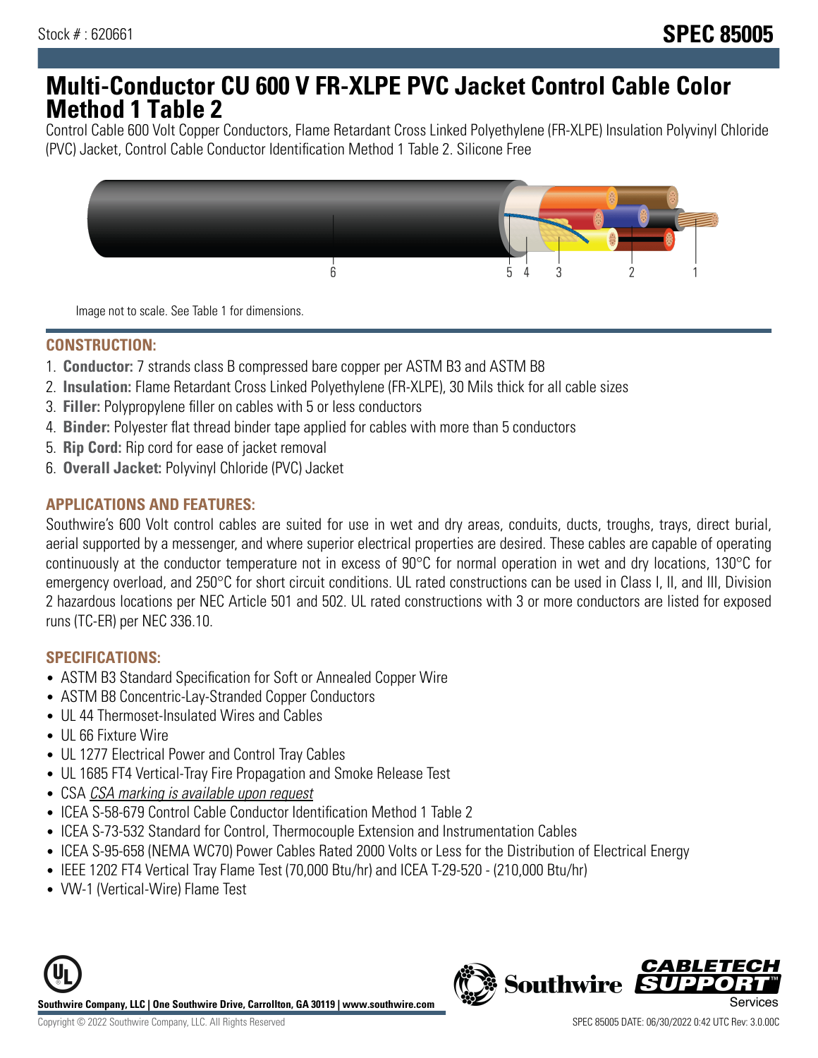Stock # : 620661

**SPEC 85005**

# Multi-Conductor CU 600 V FR-XLPE PVC Jacket Control Cable Color Method 1 Table 2

Control Cable 600 Volt Copper Conductors, Flame Retardant Cross Linked Polyethylene (FR-XLPE) Insulation Polyvinyl Chloride (PVC) Jacket, Control Cable Conductor Identification Method 1 Table 2. Silicone Free

Image not to scale. See Table 1 for dimensions.

## CONSTRUCTION:

1. **Conductor:** 7 strands class B compressed bare copper per ASTM B3 and ASTM B8
2. **Insulation:** Flame Retardant Cross Linked Polyethylene (FR-XLPE), 30 Mils thick for all cable sizes
3. **Filler:** Polypropylene filler on cables with 5 or less conductors
4. **Binder:** Polyester flat thread binder tape applied for cables with more than 5 conductors
5. **Rip Cord:** Rip cord for ease of jacket removal
6. **Overall Jacket:** Polyvinyl Chloride (PVC) Jacket

## APPLICATIONS AND FEATURES:

Southwire's 600 Volt control cables are suited for use in wet and dry areas, conduits, ducts, troughs, trays, direct burial, aerial supported by a messenger, and where superior electrical properties are desired. These cables are capable of operating continuously at the conductor temperature not in excess of 90°C for normal operation in wet and dry locations, 130°C for emergency overload, and 250°C for short circuit conditions. UL rated constructions can be used in Class I, II, and III, Division 2 hazardous locations per NEC Article 501 and 502. UL rated constructions with 3 or more conductors are listed for exposed runs (TC-ER) per NEC 336.10.

## SPECIFICATIONS:

- ASTM B3 Standard Specification for Soft or Annealed Copper Wire
- ASTM B8 Concentric-Lay-Stranded Copper Conductors
- UL 44 Thermoset-Insulated Wires and Cables
- UL 66 Fixture Wire
- UL 1277 Electrical Power and Control Tray Cables
- UL 1685 FT4 Vertical-Tray Fire Propagation and Smoke Release Test
- CSA *CSA marking is available upon request*
- ICEA S-58-679 Control Cable Conductor Identification Method 1 Table 2
- ICEA S-73-532 Standard for Control, Thermocouple Extension and Instrumentation Cables
- ICEA S-95-658 (NEMA WC70) Power Cables Rated 2000 Volts or Less for the Distribution of Electrical Energy
- IEEE 1202 FT4 Vertical Tray Flame Test (70,000 Btu/hr) and ICEA T-29-520 - (210,000 Btu/hr)
- VW-1 (Vertical-Wire) Flame Test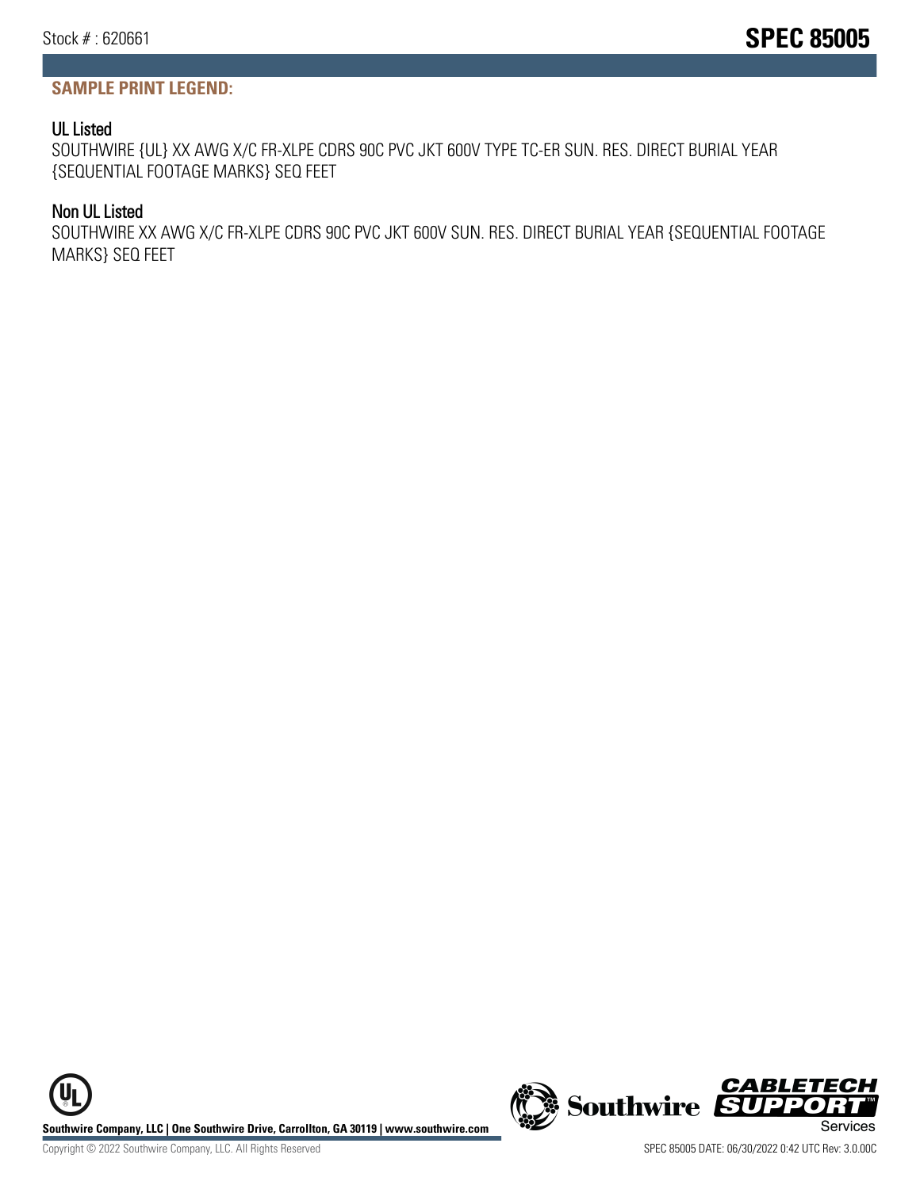## SAMPLE PRINT LEGEND:

### UL Listed

SOUTHWIRE {UL} XX AWG X/C FR-XLPE CDRS 90C PVC JKT 600V TYPE TC-ER SUN. RES. DIRECT BURIAL YEAR {SEQUENTIAL FOOTAGE MARKS} SEQ FEET

### Non UL Listed

SOUTHWIRE XX AWG X/C FR-XLPE CDRS 90C PVC JKT 600V SUN. RES. DIRECT BURIAL YEAR {SEQUENTIAL FOOTAGE MARKS} SEQ FEET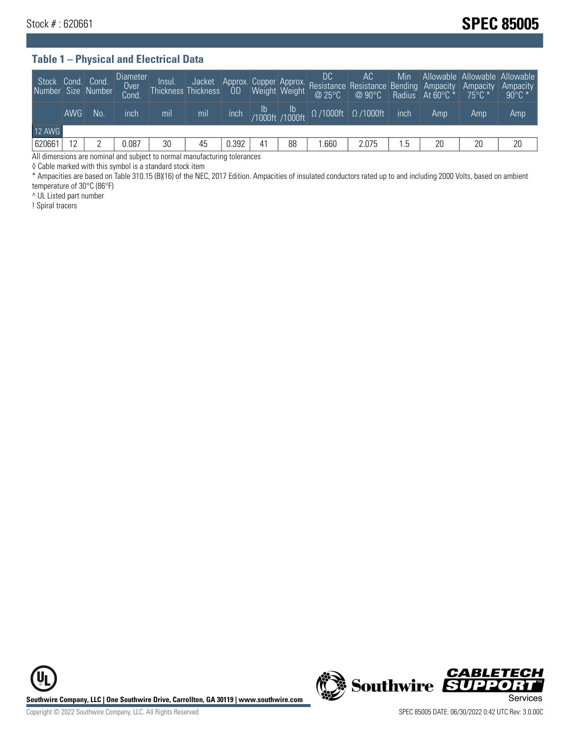### Table 1 – Physical and Electrical Data

| Stock Number | Cond. Size | Cond. Number | Diameter Over Cond. | Insul. Thickness | Jacket Thickness | Approx. OD | Copper Weight | Approx. Weight | DC Resistance @ 25°C | AC Resistance @ 90°C | Min Bending Radius | Allowable Ampacity At 60°C * | Allowable Ampacity 75°C * | Allowable Ampacity 90°C * |
|---|---|---|---|---|---|---|---|---|---|---|---|---|---|---|
| | AWG | No. | inch | mil | mil | inch | lb /1000ft | lb /1000ft | Ω /1000ft | Ω /1000ft | inch | Amp | Amp | Amp |
| 12 AWG | | | | | | | | | | | | | | |
| 620661 | 12 | 2 | 0.087 | 30 | 45 | 0.392 | 41 | 88 | 1.660 | 2.075 | 1.5 | 20 | 20 | 20 |

All dimensions are nominal and subject to normal manufacturing tolerances

◊ Cable marked with this symbol is a standard stock item

* Ampacities are based on Table 310.15 (B)(16) of the NEC, 2017 Edition. Ampacities of insulated conductors rated up to and including 2000 Volts, based on ambient temperature of 30°C (86°F)

^ UL Listed part number

! Spiral tracers

**Southwire Company, LLC | One Southwire Drive, Carrollton, GA 30119 | www.southwire.com**

Copyright © 2022 Southwire Company, LLC. All Rights Reserved

SPEC 85005 DATE: 06/30/2022 0:42 UTC Rev: 3.0.00C